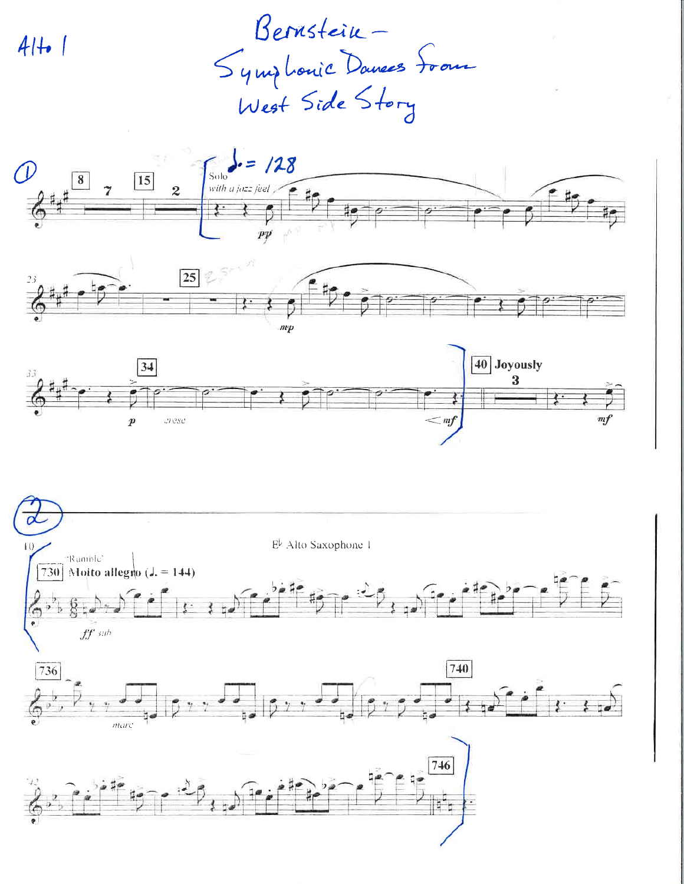Alto 1

Bernstein – Symphonic Dances from West Side Story

①

8 7 15 2

Solo

*with a jazz feel*

♩. = 128

*pp*

23

25

*mp*

33

34

*p* *cresc*

*mf*

40 **Joyously**

3

*mf*

②

E♭ Alto Saxophone I

"Rumble"

730 Molto allegro (♩. = 144)

*ff sub*

736

*marc*

740

746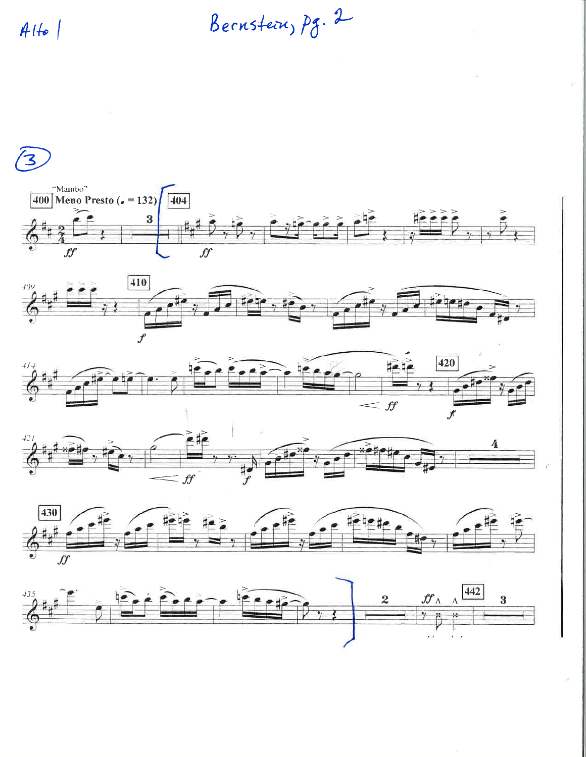Alto 1

Bernstein, Pg. 2

(3)

"Mambo"

400 Meno Presto (♩ = 132)

404

409

410

414

420

421

430

435

442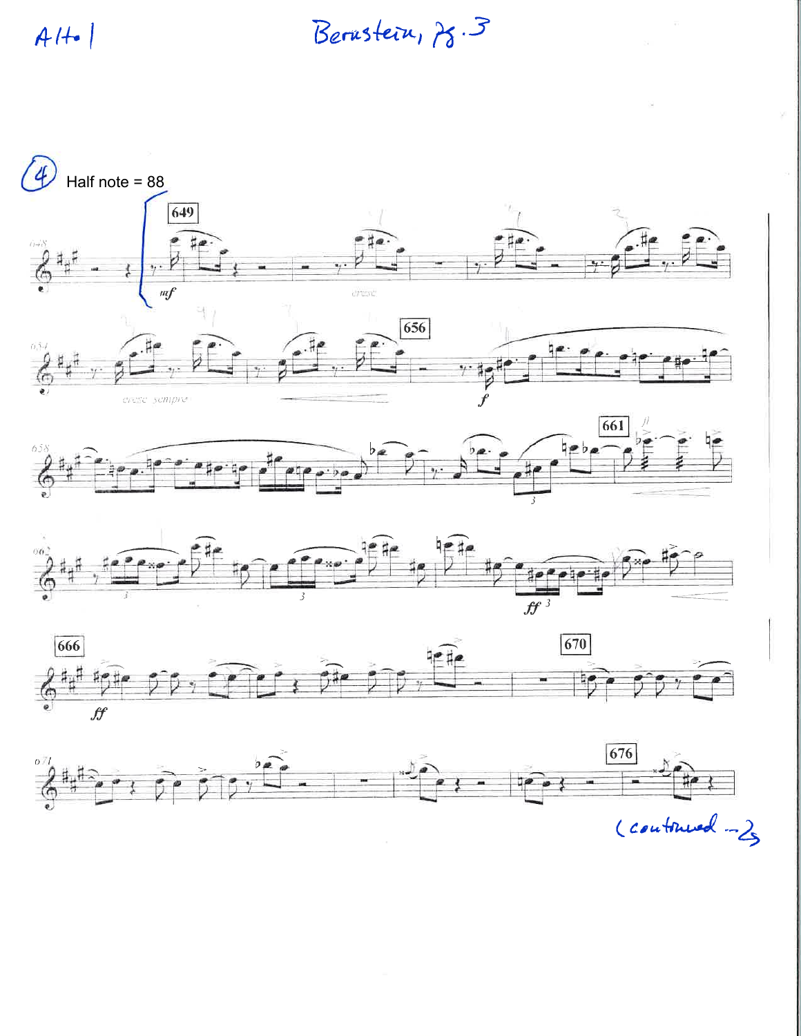Alto 1

(4) Half note = 88

649

mf

cresc

cresc sempre

656

f

661

ff

666

ff

670

676

(continued →)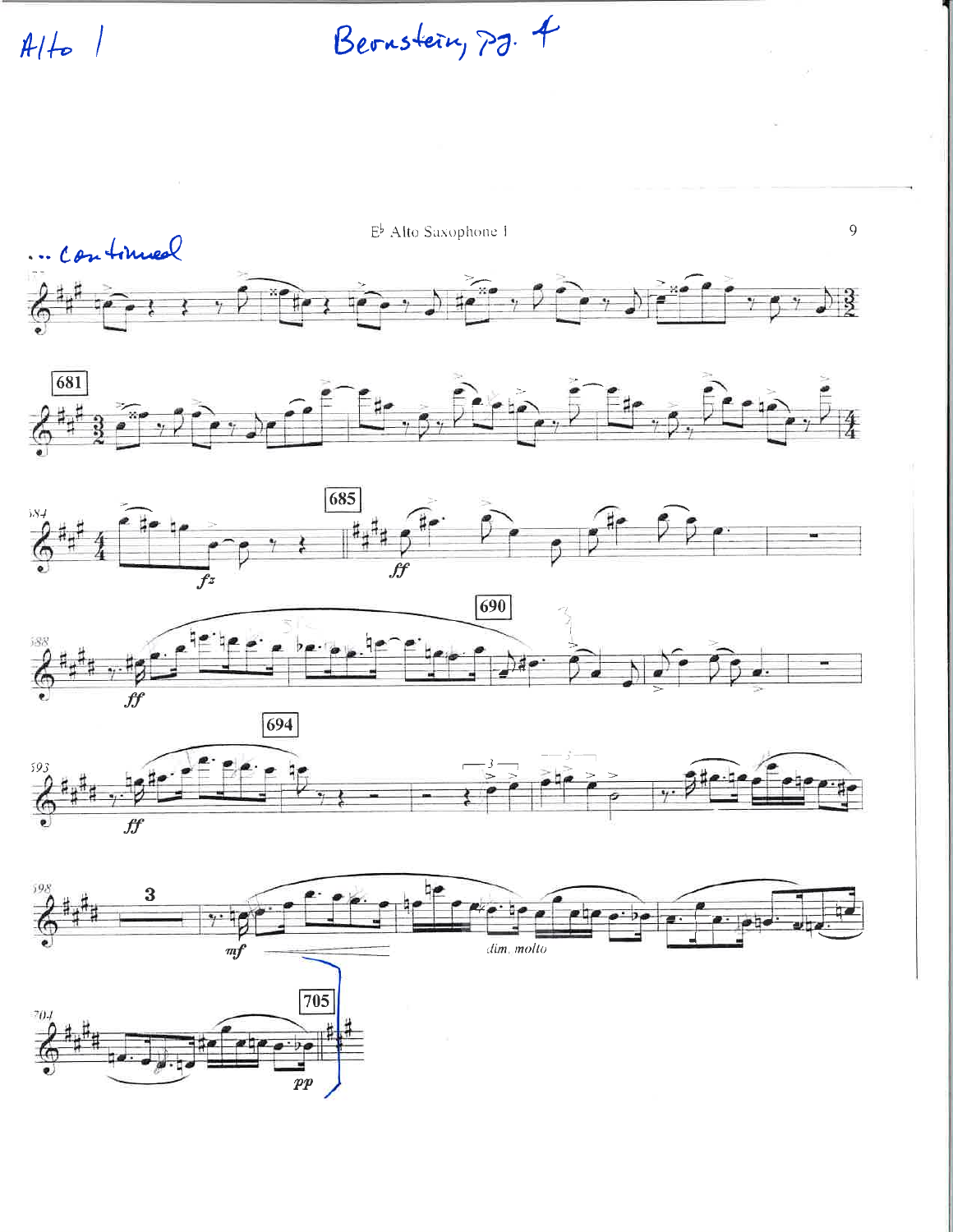Alto 1

Bernstein, pg. 4

... continued

E♭ Alto Saxophone 1

681

685

*ff*

*fz*

690

*ff*

694

*ff*

3

*mf*

*dim. molto*

705

*pp*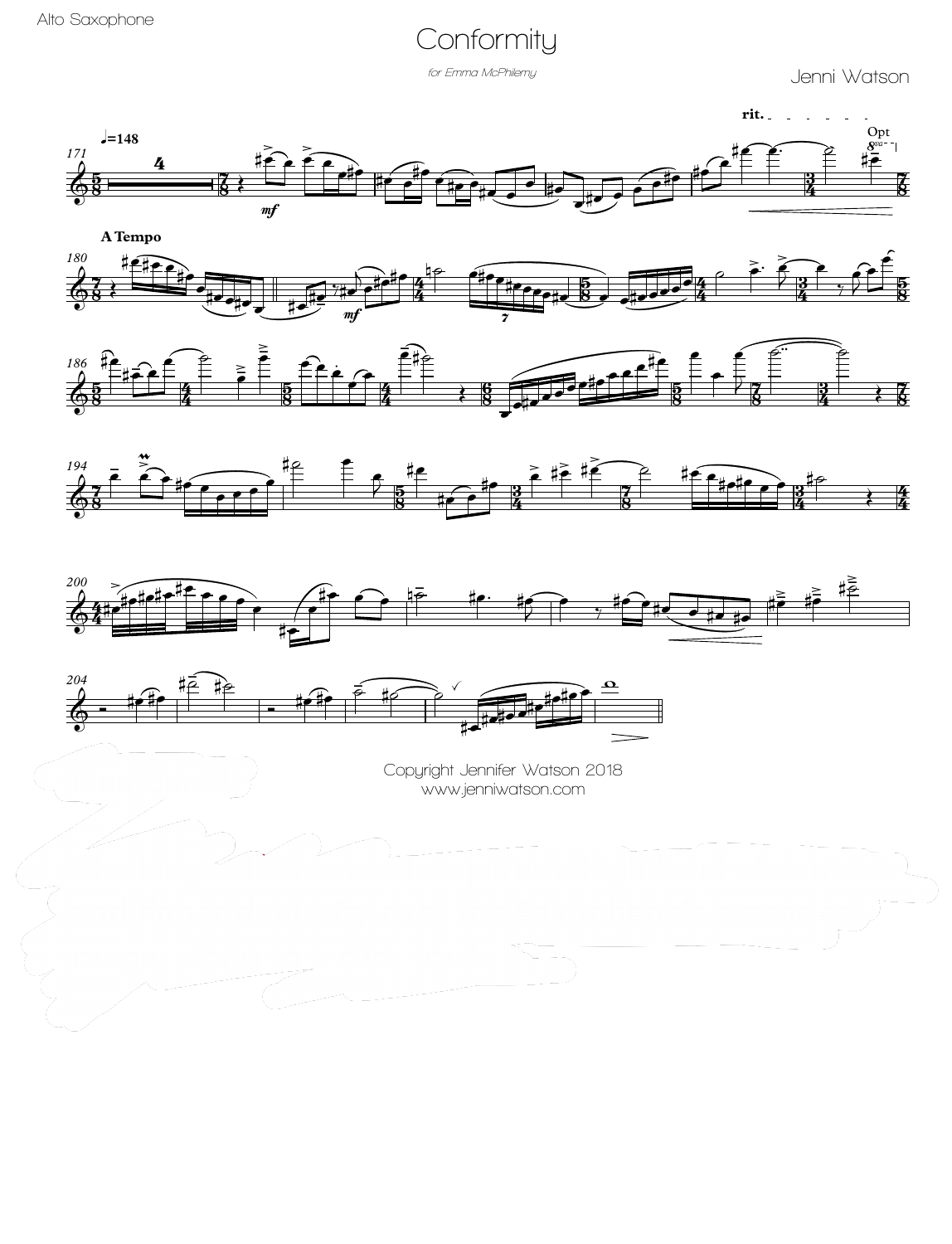Alto Saxophone

# Conformity

*for Emma McPhilemy*

Jenni Watson

Copyright Jennifer Watson 2018
www.jenniwatson.com